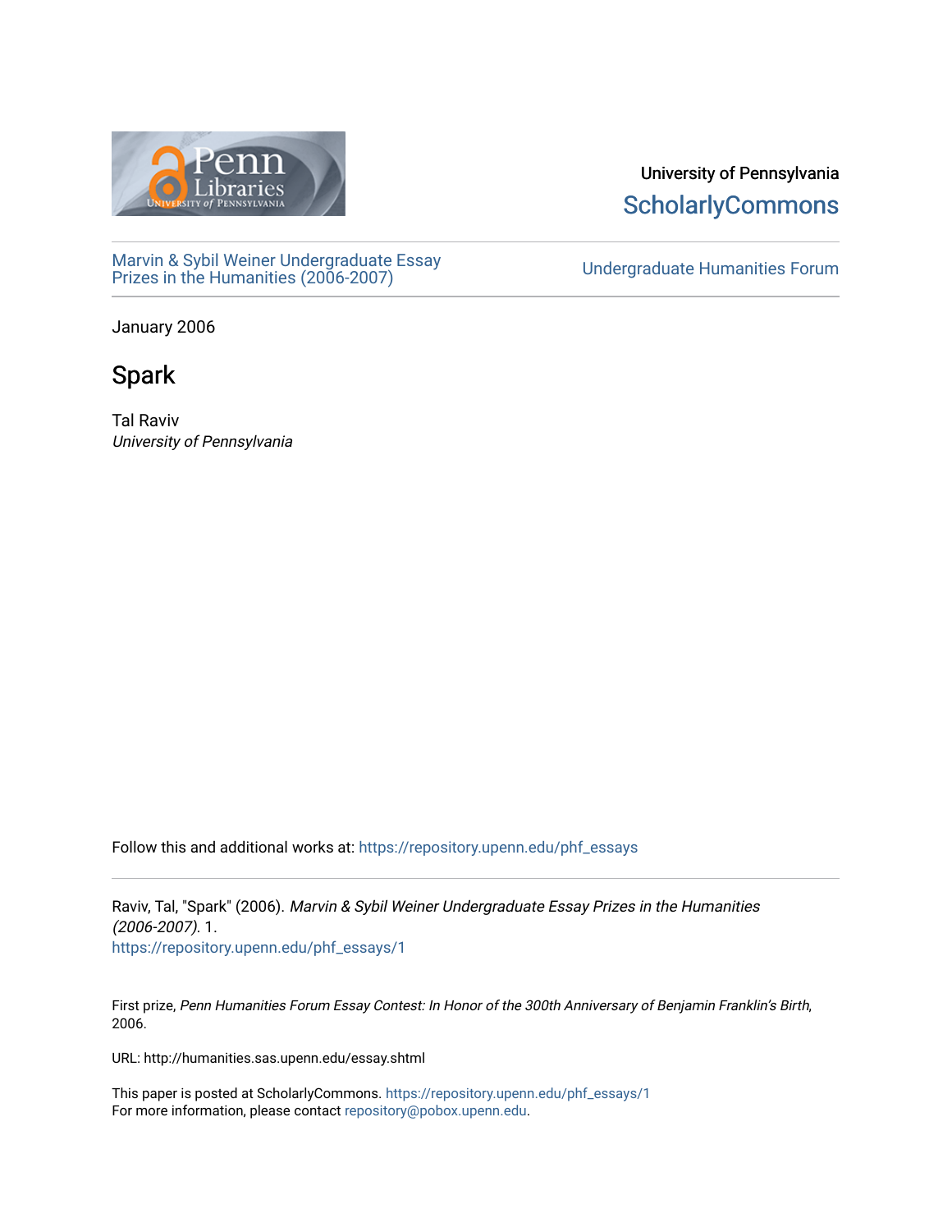University of Pennsylvania
ScholarlyCommons

Marvin & Sybil Weiner Undergraduate Essay Prizes in the Humanities (2006-2007)

Undergraduate Humanities Forum

January 2006

# Spark

Tal Raviv
*University of Pennsylvania*

Follow this and additional works at: https://repository.upenn.edu/phf_essays

Raviv, Tal, "Spark" (2006). *Marvin & Sybil Weiner Undergraduate Essay Prizes in the Humanities (2006-2007)*. 1.
https://repository.upenn.edu/phf_essays/1

First prize, *Penn Humanities Forum Essay Contest: In Honor of the 300th Anniversary of Benjamin Franklin's Birth*, 2006.

URL: http://humanities.sas.upenn.edu/essay.shtml

This paper is posted at ScholarlyCommons. https://repository.upenn.edu/phf_essays/1
For more information, please contact repository@pobox.upenn.edu.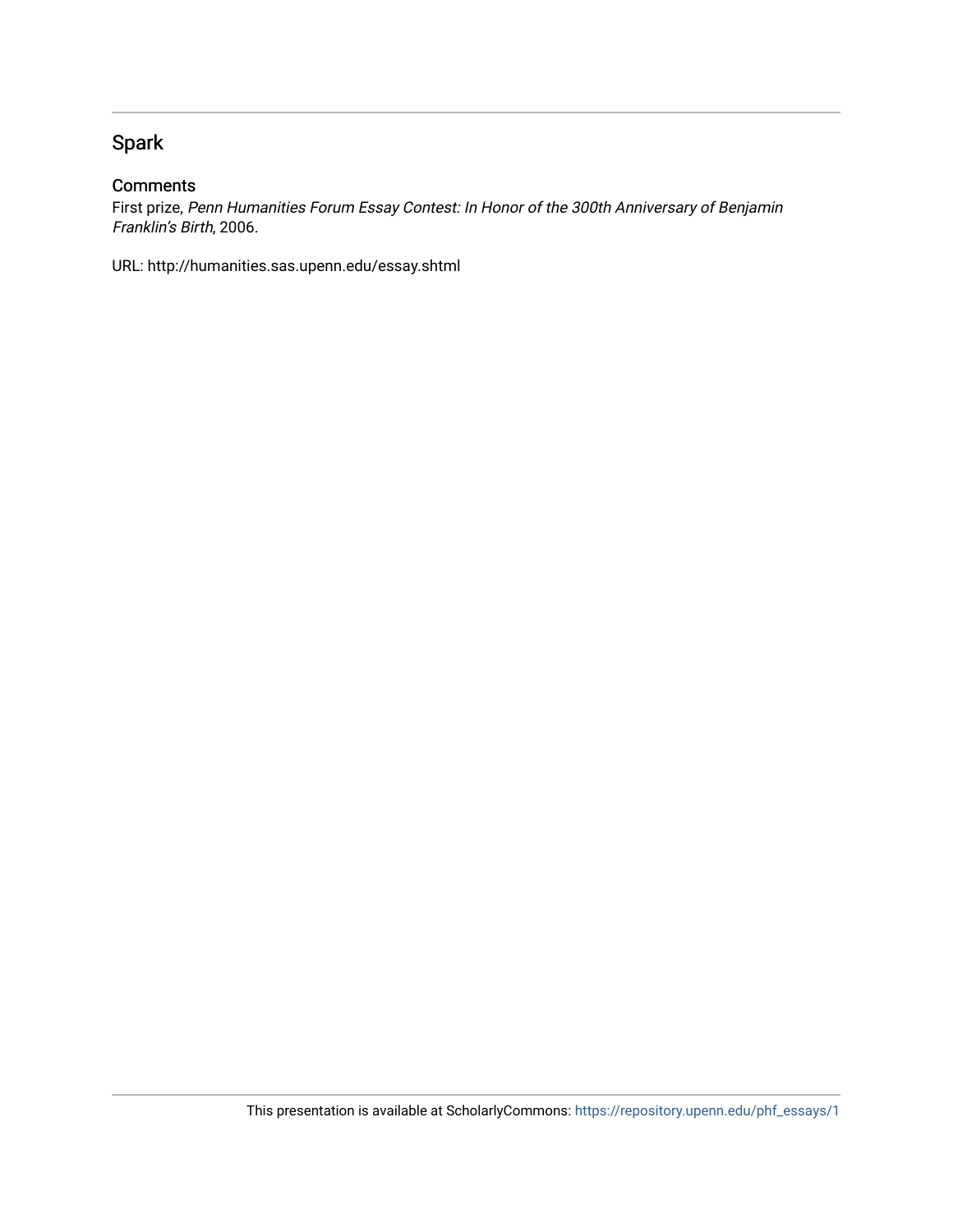## Spark

### Comments

First prize, *Penn Humanities Forum Essay Contest: In Honor of the 300th Anniversary of Benjamin Franklin's Birth*, 2006.

URL: http://humanities.sas.upenn.edu/essay.shtml

This presentation is available at ScholarlyCommons: https://repository.upenn.edu/phf_essays/1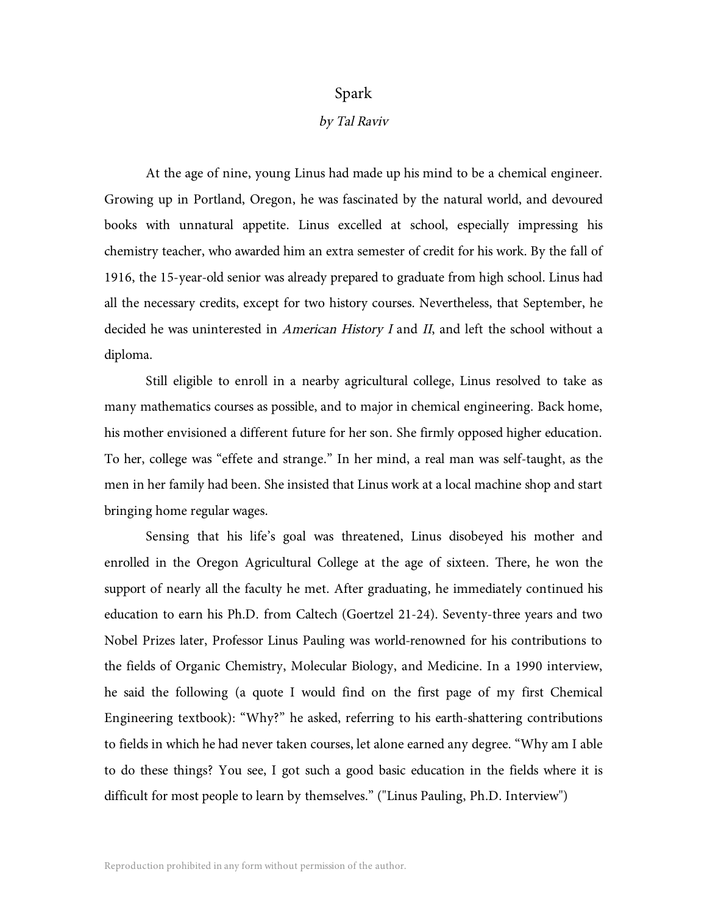# Spark

*by Tal Raviv*

At the age of nine, young Linus had made up his mind to be a chemical engineer. Growing up in Portland, Oregon, he was fascinated by the natural world, and devoured books with unnatural appetite. Linus excelled at school, especially impressing his chemistry teacher, who awarded him an extra semester of credit for his work. By the fall of 1916, the 15-year-old senior was already prepared to graduate from high school. Linus had all the necessary credits, except for two history courses. Nevertheless, that September, he decided he was uninterested in *American History I* and *II*, and left the school without a diploma.

Still eligible to enroll in a nearby agricultural college, Linus resolved to take as many mathematics courses as possible, and to major in chemical engineering. Back home, his mother envisioned a different future for her son. She firmly opposed higher education. To her, college was "effete and strange." In her mind, a real man was self-taught, as the men in her family had been. She insisted that Linus work at a local machine shop and start bringing home regular wages.

Sensing that his life's goal was threatened, Linus disobeyed his mother and enrolled in the Oregon Agricultural College at the age of sixteen. There, he won the support of nearly all the faculty he met. After graduating, he immediately continued his education to earn his Ph.D. from Caltech (Goertzel 21-24). Seventy-three years and two Nobel Prizes later, Professor Linus Pauling was world-renowned for his contributions to the fields of Organic Chemistry, Molecular Biology, and Medicine. In a 1990 interview, he said the following (a quote I would find on the first page of my first Chemical Engineering textbook): "Why?" he asked, referring to his earth-shattering contributions to fields in which he had never taken courses, let alone earned any degree. "Why am I able to do these things? You see, I got such a good basic education in the fields where it is difficult for most people to learn by themselves." ("Linus Pauling, Ph.D. Interview")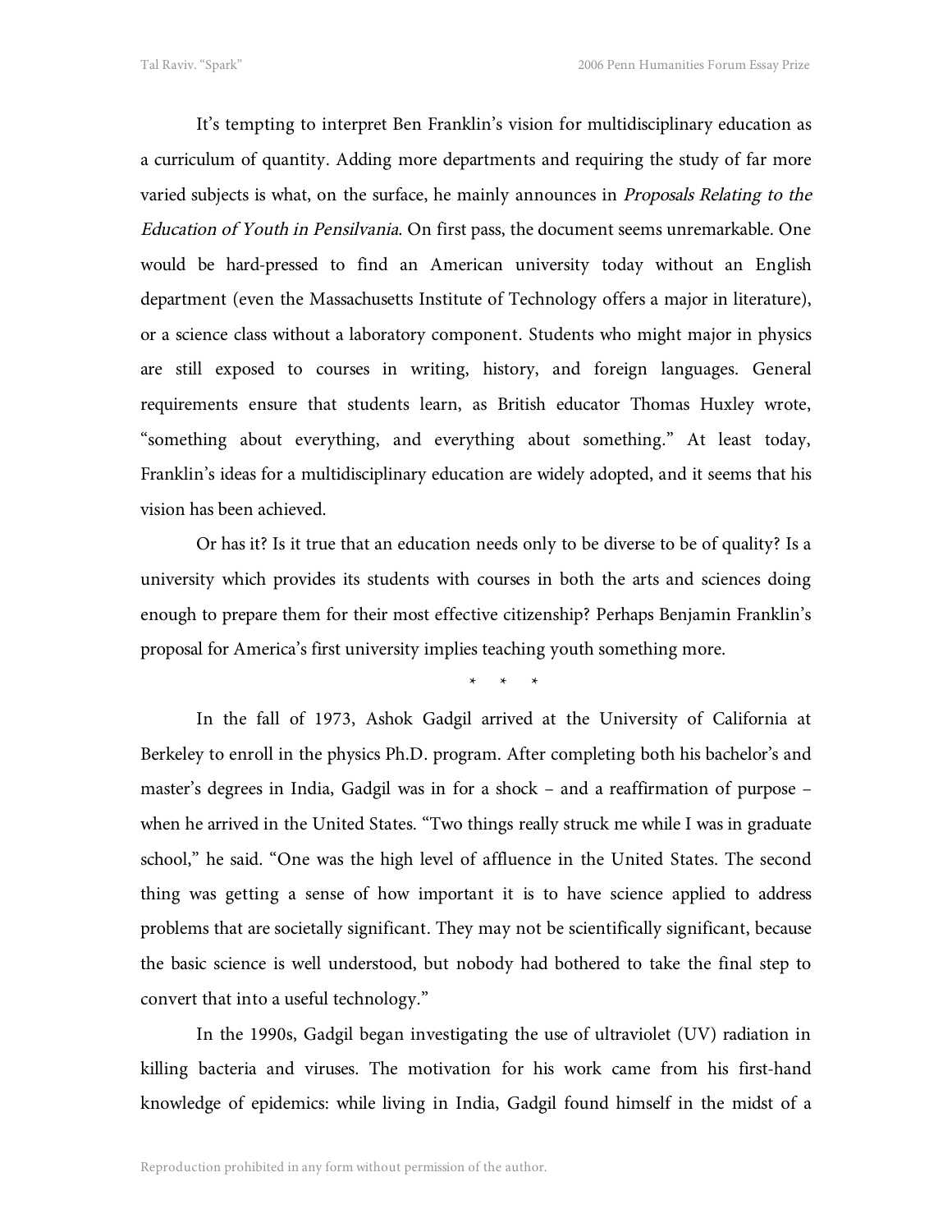It's tempting to interpret Ben Franklin's vision for multidisciplinary education as a curriculum of quantity. Adding more departments and requiring the study of far more varied subjects is what, on the surface, he mainly announces in *Proposals Relating to the Education of Youth in Pensilvania*. On first pass, the document seems unremarkable. One would be hard-pressed to find an American university today without an English department (even the Massachusetts Institute of Technology offers a major in literature), or a science class without a laboratory component. Students who might major in physics are still exposed to courses in writing, history, and foreign languages. General requirements ensure that students learn, as British educator Thomas Huxley wrote, "something about everything, and everything about something." At least today, Franklin's ideas for a multidisciplinary education are widely adopted, and it seems that his vision has been achieved.

Or has it? Is it true that an education needs only to be diverse to be of quality? Is a university which provides its students with courses in both the arts and sciences doing enough to prepare them for their most effective citizenship? Perhaps Benjamin Franklin's proposal for America's first university implies teaching youth something more.

\* \* \*

In the fall of 1973, Ashok Gadgil arrived at the University of California at Berkeley to enroll in the physics Ph.D. program. After completing both his bachelor's and master's degrees in India, Gadgil was in for a shock – and a reaffirmation of purpose – when he arrived in the United States. "Two things really struck me while I was in graduate school," he said. "One was the high level of affluence in the United States. The second thing was getting a sense of how important it is to have science applied to address problems that are societally significant. They may not be scientifically significant, because the basic science is well understood, but nobody had bothered to take the final step to convert that into a useful technology."

In the 1990s, Gadgil began investigating the use of ultraviolet (UV) radiation in killing bacteria and viruses. The motivation for his work came from his first-hand knowledge of epidemics: while living in India, Gadgil found himself in the midst of a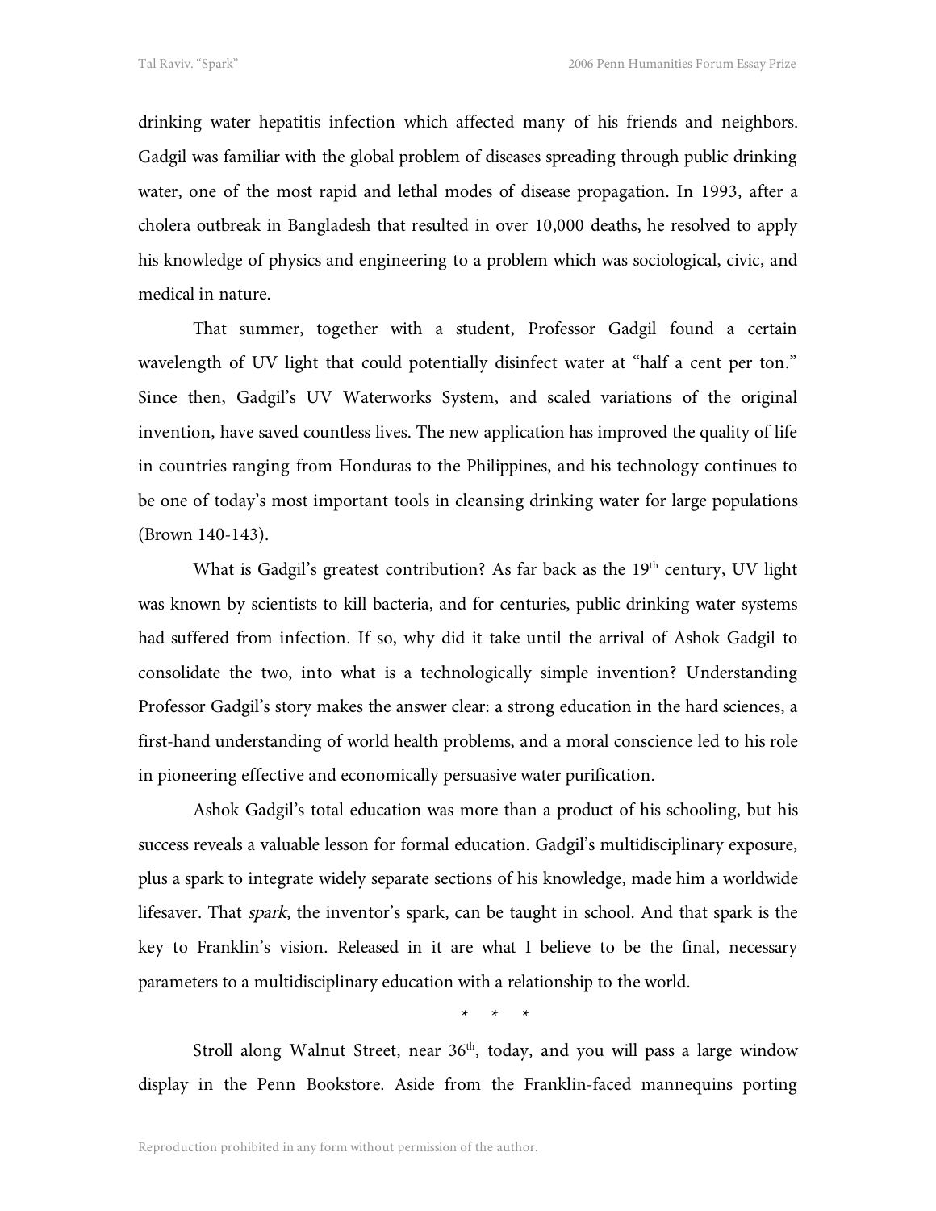drinking water hepatitis infection which affected many of his friends and neighbors. Gadgil was familiar with the global problem of diseases spreading through public drinking water, one of the most rapid and lethal modes of disease propagation. In 1993, after a cholera outbreak in Bangladesh that resulted in over 10,000 deaths, he resolved to apply his knowledge of physics and engineering to a problem which was sociological, civic, and medical in nature.

That summer, together with a student, Professor Gadgil found a certain wavelength of UV light that could potentially disinfect water at "half a cent per ton." Since then, Gadgil's UV Waterworks System, and scaled variations of the original invention, have saved countless lives. The new application has improved the quality of life in countries ranging from Honduras to the Philippines, and his technology continues to be one of today's most important tools in cleansing drinking water for large populations (Brown 140-143).

What is Gadgil's greatest contribution? As far back as the 19th century, UV light was known by scientists to kill bacteria, and for centuries, public drinking water systems had suffered from infection. If so, why did it take until the arrival of Ashok Gadgil to consolidate the two, into what is a technologically simple invention? Understanding Professor Gadgil's story makes the answer clear: a strong education in the hard sciences, a first-hand understanding of world health problems, and a moral conscience led to his role in pioneering effective and economically persuasive water purification.

Ashok Gadgil's total education was more than a product of his schooling, but his success reveals a valuable lesson for formal education. Gadgil's multidisciplinary exposure, plus a spark to integrate widely separate sections of his knowledge, made him a worldwide lifesaver. That *spark*, the inventor's spark, can be taught in school. And that spark is the key to Franklin's vision. Released in it are what I believe to be the final, necessary parameters to a multidisciplinary education with a relationship to the world.

\* \* \*

Stroll along Walnut Street, near 36th, today, and you will pass a large window display in the Penn Bookstore. Aside from the Franklin-faced mannequins porting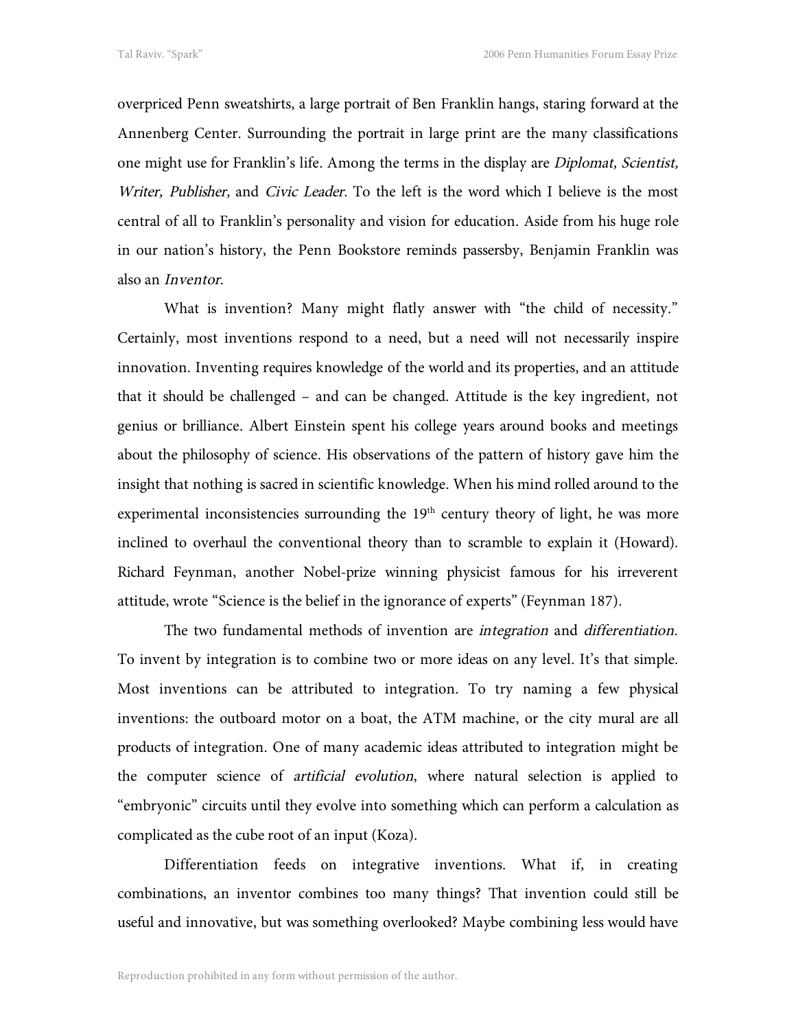overpriced Penn sweatshirts, a large portrait of Ben Franklin hangs, staring forward at the Annenberg Center. Surrounding the portrait in large print are the many classifications one might use for Franklin's life. Among the terms in the display are *Diplomat, Scientist, Writer, Publisher,* and *Civic Leader*. To the left is the word which I believe is the most central of all to Franklin's personality and vision for education. Aside from his huge role in our nation's history, the Penn Bookstore reminds passersby, Benjamin Franklin was also an *Inventor*.

What is invention? Many might flatly answer with "the child of necessity." Certainly, most inventions respond to a need, but a need will not necessarily inspire innovation. Inventing requires knowledge of the world and its properties, and an attitude that it should be challenged – and can be changed. Attitude is the key ingredient, not genius or brilliance. Albert Einstein spent his college years around books and meetings about the philosophy of science. His observations of the pattern of history gave him the insight that nothing is sacred in scientific knowledge. When his mind rolled around to the experimental inconsistencies surrounding the 19th century theory of light, he was more inclined to overhaul the conventional theory than to scramble to explain it (Howard). Richard Feynman, another Nobel-prize winning physicist famous for his irreverent attitude, wrote "Science is the belief in the ignorance of experts" (Feynman 187).

The two fundamental methods of invention are *integration* and *differentiation*. To invent by integration is to combine two or more ideas on any level. It's that simple. Most inventions can be attributed to integration. To try naming a few physical inventions: the outboard motor on a boat, the ATM machine, or the city mural are all products of integration. One of many academic ideas attributed to integration might be the computer science of *artificial evolution*, where natural selection is applied to "embryonic" circuits until they evolve into something which can perform a calculation as complicated as the cube root of an input (Koza).

Differentiation feeds on integrative inventions. What if, in creating combinations, an inventor combines too many things? That invention could still be useful and innovative, but was something overlooked? Maybe combining less would have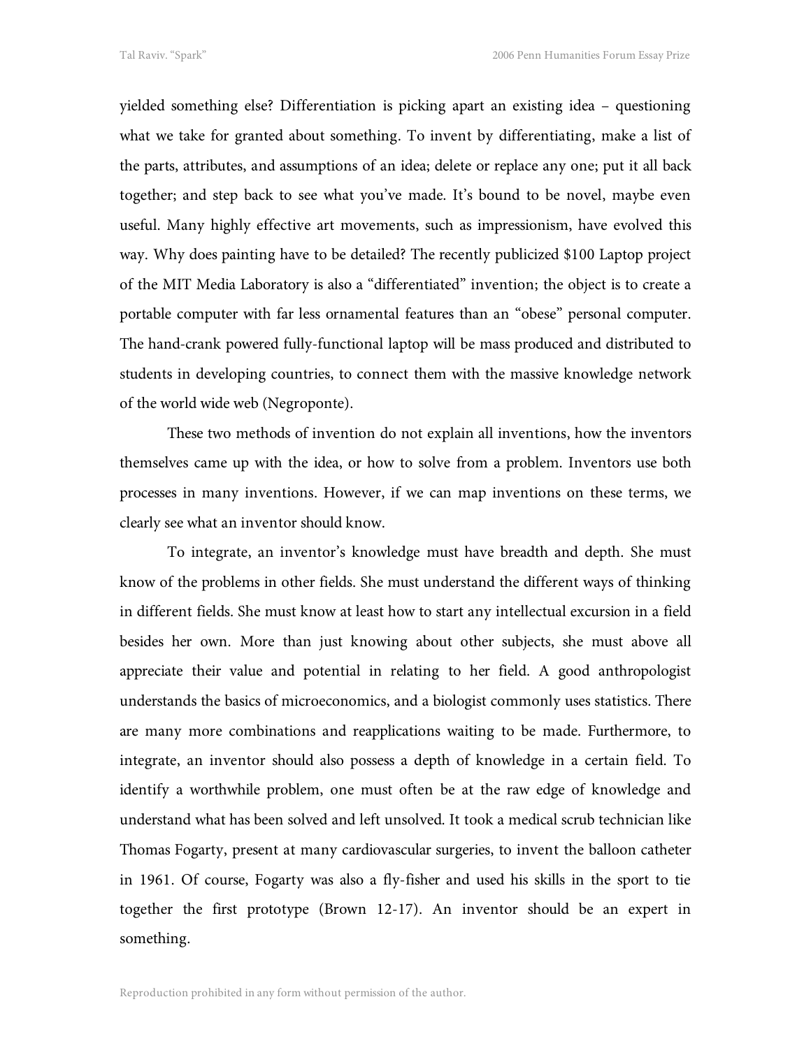yielded something else? Differentiation is picking apart an existing idea – questioning what we take for granted about something. To invent by differentiating, make a list of the parts, attributes, and assumptions of an idea; delete or replace any one; put it all back together; and step back to see what you've made. It's bound to be novel, maybe even useful. Many highly effective art movements, such as impressionism, have evolved this way. Why does painting have to be detailed? The recently publicized $100 Laptop project of the MIT Media Laboratory is also a "differentiated" invention; the object is to create a portable computer with far less ornamental features than an "obese" personal computer. The hand-crank powered fully-functional laptop will be mass produced and distributed to students in developing countries, to connect them with the massive knowledge network of the world wide web (Negroponte).

These two methods of invention do not explain all inventions, how the inventors themselves came up with the idea, or how to solve from a problem. Inventors use both processes in many inventions. However, if we can map inventions on these terms, we clearly see what an inventor should know.

To integrate, an inventor's knowledge must have breadth and depth. She must know of the problems in other fields. She must understand the different ways of thinking in different fields. She must know at least how to start any intellectual excursion in a field besides her own. More than just knowing about other subjects, she must above all appreciate their value and potential in relating to her field. A good anthropologist understands the basics of microeconomics, and a biologist commonly uses statistics. There are many more combinations and reapplications waiting to be made. Furthermore, to integrate, an inventor should also possess a depth of knowledge in a certain field. To identify a worthwhile problem, one must often be at the raw edge of knowledge and understand what has been solved and left unsolved. It took a medical scrub technician like Thomas Fogarty, present at many cardiovascular surgeries, to invent the balloon catheter in 1961. Of course, Fogarty was also a fly-fisher and used his skills in the sport to tie together the first prototype (Brown 12-17). An inventor should be an expert in something.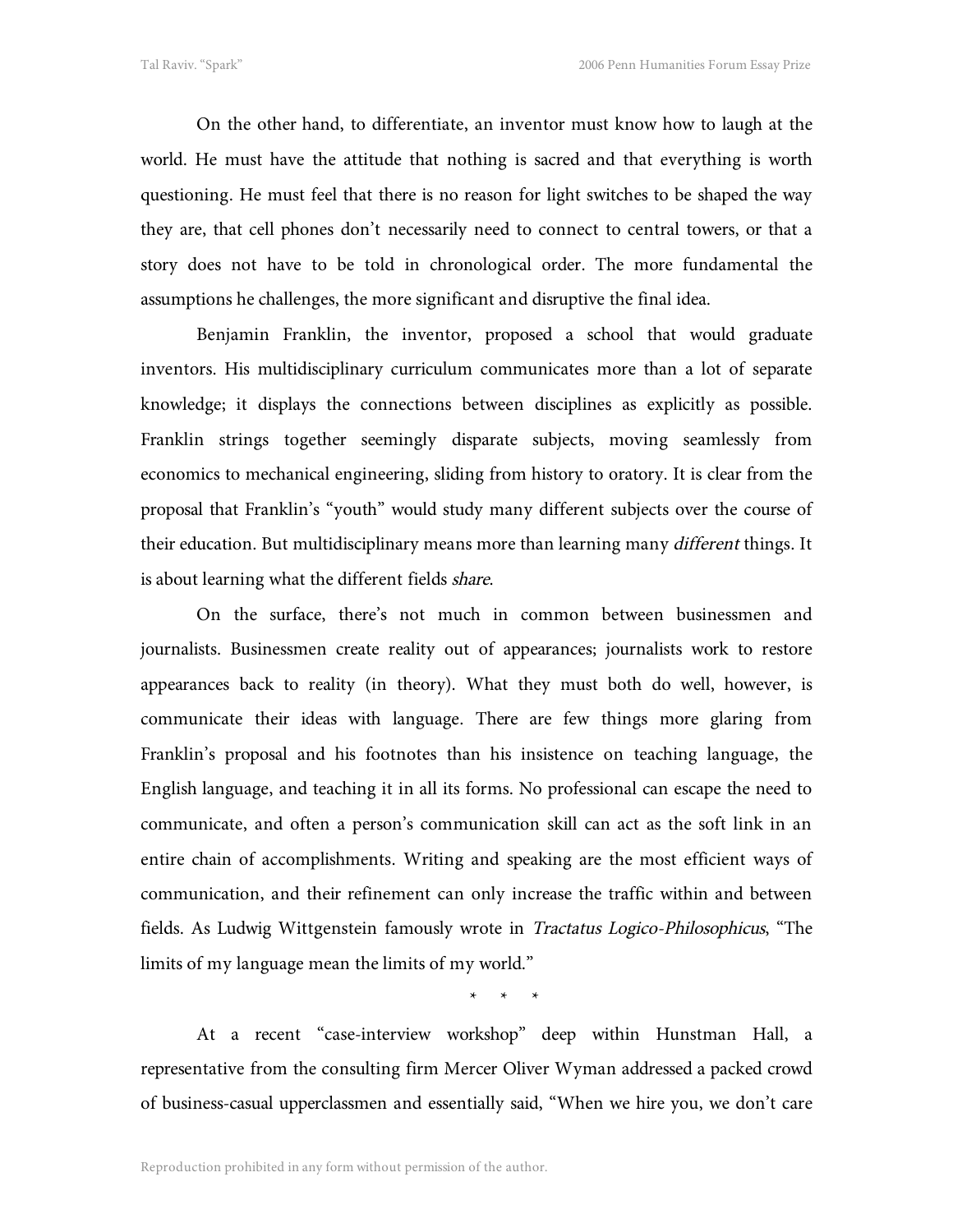On the other hand, to differentiate, an inventor must know how to laugh at the world. He must have the attitude that nothing is sacred and that everything is worth questioning. He must feel that there is no reason for light switches to be shaped the way they are, that cell phones don't necessarily need to connect to central towers, or that a story does not have to be told in chronological order. The more fundamental the assumptions he challenges, the more significant and disruptive the final idea.

Benjamin Franklin, the inventor, proposed a school that would graduate inventors. His multidisciplinary curriculum communicates more than a lot of separate knowledge; it displays the connections between disciplines as explicitly as possible. Franklin strings together seemingly disparate subjects, moving seamlessly from economics to mechanical engineering, sliding from history to oratory. It is clear from the proposal that Franklin's "youth" would study many different subjects over the course of their education. But multidisciplinary means more than learning many *different* things. It is about learning what the different fields *share*.

On the surface, there's not much in common between businessmen and journalists. Businessmen create reality out of appearances; journalists work to restore appearances back to reality (in theory). What they must both do well, however, is communicate their ideas with language. There are few things more glaring from Franklin's proposal and his footnotes than his insistence on teaching language, the English language, and teaching it in all its forms. No professional can escape the need to communicate, and often a person's communication skill can act as the soft link in an entire chain of accomplishments. Writing and speaking are the most efficient ways of communication, and their refinement can only increase the traffic within and between fields. As Ludwig Wittgenstein famously wrote in *Tractatus Logico-Philosophicus*, "The limits of my language mean the limits of my world."

\* \* \*

At a recent "case-interview workshop" deep within Hunstman Hall, a representative from the consulting firm Mercer Oliver Wyman addressed a packed crowd of business-casual upperclassmen and essentially said, "When we hire you, we don't care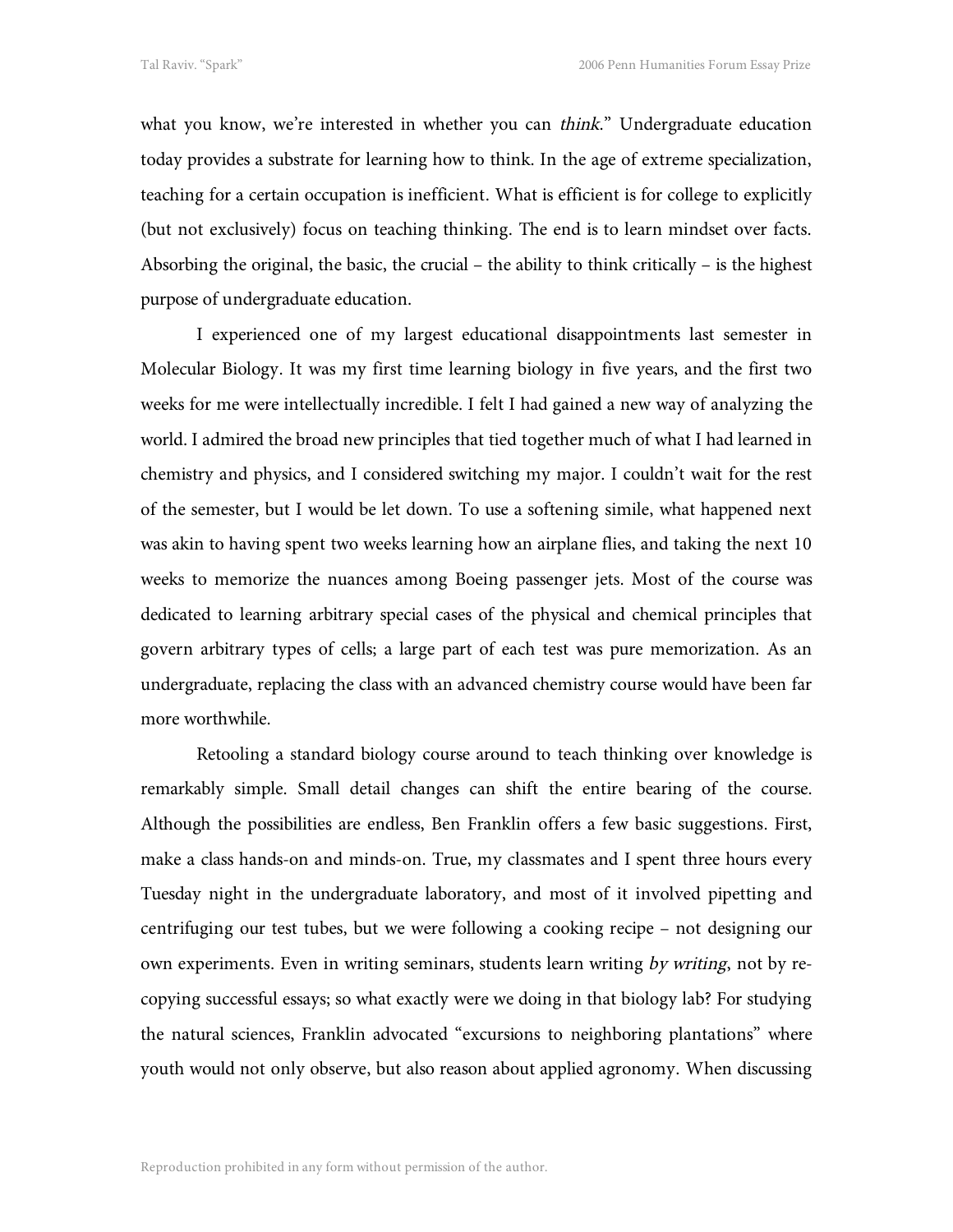what you know, we're interested in whether you can *think*." Undergraduate education today provides a substrate for learning how to think. In the age of extreme specialization, teaching for a certain occupation is inefficient. What is efficient is for college to explicitly (but not exclusively) focus on teaching thinking. The end is to learn mindset over facts. Absorbing the original, the basic, the crucial – the ability to think critically – is the highest purpose of undergraduate education.

I experienced one of my largest educational disappointments last semester in Molecular Biology. It was my first time learning biology in five years, and the first two weeks for me were intellectually incredible. I felt I had gained a new way of analyzing the world. I admired the broad new principles that tied together much of what I had learned in chemistry and physics, and I considered switching my major. I couldn't wait for the rest of the semester, but I would be let down. To use a softening simile, what happened next was akin to having spent two weeks learning how an airplane flies, and taking the next 10 weeks to memorize the nuances among Boeing passenger jets. Most of the course was dedicated to learning arbitrary special cases of the physical and chemical principles that govern arbitrary types of cells; a large part of each test was pure memorization. As an undergraduate, replacing the class with an advanced chemistry course would have been far more worthwhile.

Retooling a standard biology course around to teach thinking over knowledge is remarkably simple. Small detail changes can shift the entire bearing of the course. Although the possibilities are endless, Ben Franklin offers a few basic suggestions. First, make a class hands-on and minds-on. True, my classmates and I spent three hours every Tuesday night in the undergraduate laboratory, and most of it involved pipetting and centrifuging our test tubes, but we were following a cooking recipe – not designing our own experiments. Even in writing seminars, students learn writing *by writing*, not by re-copying successful essays; so what exactly were we doing in that biology lab? For studying the natural sciences, Franklin advocated "excursions to neighboring plantations" where youth would not only observe, but also reason about applied agronomy. When discussing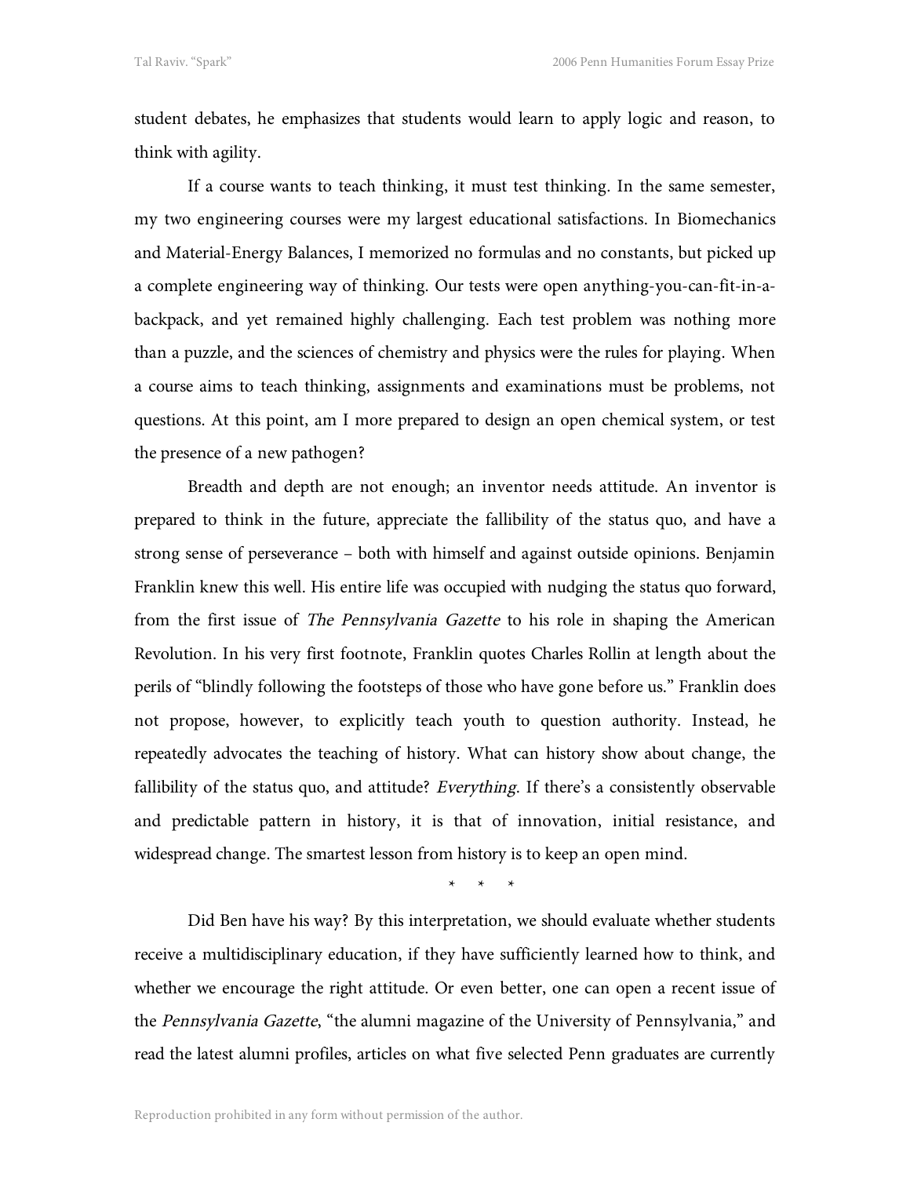student debates, he emphasizes that students would learn to apply logic and reason, to think with agility.

If a course wants to teach thinking, it must test thinking. In the same semester, my two engineering courses were my largest educational satisfactions. In Biomechanics and Material-Energy Balances, I memorized no formulas and no constants, but picked up a complete engineering way of thinking. Our tests were open anything-you-can-fit-in-a-backpack, and yet remained highly challenging. Each test problem was nothing more than a puzzle, and the sciences of chemistry and physics were the rules for playing. When a course aims to teach thinking, assignments and examinations must be problems, not questions. At this point, am I more prepared to design an open chemical system, or test the presence of a new pathogen?

Breadth and depth are not enough; an inventor needs attitude. An inventor is prepared to think in the future, appreciate the fallibility of the status quo, and have a strong sense of perseverance – both with himself and against outside opinions. Benjamin Franklin knew this well. His entire life was occupied with nudging the status quo forward, from the first issue of *The Pennsylvania Gazette* to his role in shaping the American Revolution. In his very first footnote, Franklin quotes Charles Rollin at length about the perils of "blindly following the footsteps of those who have gone before us." Franklin does not propose, however, to explicitly teach youth to question authority. Instead, he repeatedly advocates the teaching of history. What can history show about change, the fallibility of the status quo, and attitude? *Everything*. If there's a consistently observable and predictable pattern in history, it is that of innovation, initial resistance, and widespread change. The smartest lesson from history is to keep an open mind.

\* \* \*

Did Ben have his way? By this interpretation, we should evaluate whether students receive a multidisciplinary education, if they have sufficiently learned how to think, and whether we encourage the right attitude. Or even better, one can open a recent issue of the *Pennsylvania Gazette*, "the alumni magazine of the University of Pennsylvania," and read the latest alumni profiles, articles on what five selected Penn graduates are currently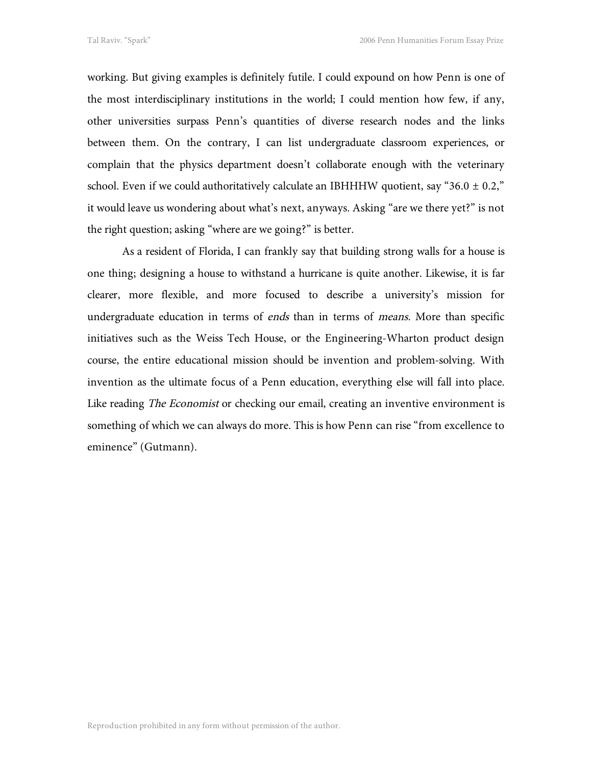working. But giving examples is definitely futile. I could expound on how Penn is one of the most interdisciplinary institutions in the world; I could mention how few, if any, other universities surpass Penn's quantities of diverse research nodes and the links between them. On the contrary, I can list undergraduate classroom experiences, or complain that the physics department doesn't collaborate enough with the veterinary school. Even if we could authoritatively calculate an IBHHHW quotient, say "36.0 ± 0.2," it would leave us wondering about what's next, anyways. Asking "are we there yet?" is not the right question; asking "where are we going?" is better.

As a resident of Florida, I can frankly say that building strong walls for a house is one thing; designing a house to withstand a hurricane is quite another. Likewise, it is far clearer, more flexible, and more focused to describe a university's mission for undergraduate education in terms of *ends* than in terms of *means*. More than specific initiatives such as the Weiss Tech House, or the Engineering-Wharton product design course, the entire educational mission should be invention and problem-solving. With invention as the ultimate focus of a Penn education, everything else will fall into place. Like reading *The Economist* or checking our email, creating an inventive environment is something of which we can always do more. This is how Penn can rise "from excellence to eminence" (Gutmann).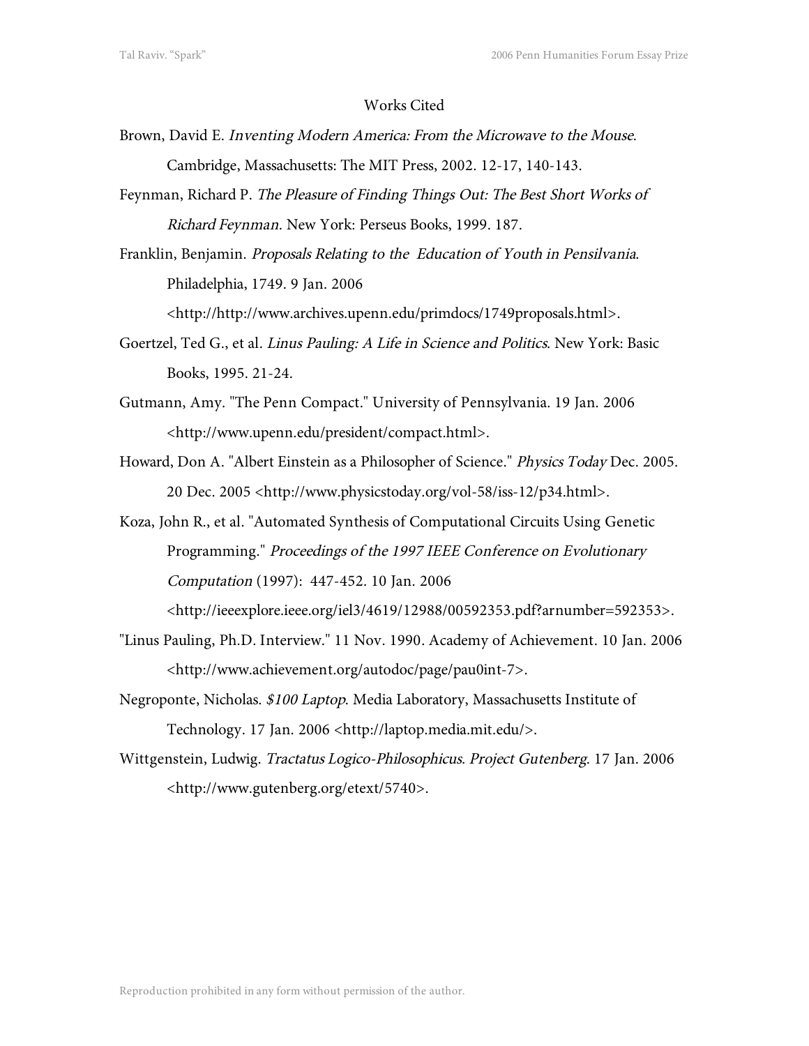# Works Cited

Brown, David E. *Inventing Modern America: From the Microwave to the Mouse*. Cambridge, Massachusetts: The MIT Press, 2002. 12-17, 140-143.

Feynman, Richard P. *The Pleasure of Finding Things Out: The Best Short Works of Richard Feynman*. New York: Perseus Books, 1999. 187.

Franklin, Benjamin. *Proposals Relating to the  Education of Youth in Pensilvania*. Philadelphia, 1749. 9 Jan. 2006 <http://http://www.archives.upenn.edu/primdocs/1749proposals.html>.

Goertzel, Ted G., et al. *Linus Pauling: A Life in Science and Politics*. New York: Basic Books, 1995. 21-24.

Gutmann, Amy. "The Penn Compact." University of Pennsylvania. 19 Jan. 2006 <http://www.upenn.edu/president/compact.html>.

Howard, Don A. "Albert Einstein as a Philosopher of Science." *Physics Today* Dec. 2005. 20 Dec. 2005 <http://www.physicstoday.org/vol-58/iss-12/p34.html>.

Koza, John R., et al. "Automated Synthesis of Computational Circuits Using Genetic Programming." *Proceedings of the 1997 IEEE Conference on Evolutionary Computation* (1997):  447-452. 10 Jan. 2006 <http://ieeexplore.ieee.org/iel3/4619/12988/00592353.pdf?arnumber=592353>.

"Linus Pauling, Ph.D. Interview." 11 Nov. 1990. Academy of Achievement. 10 Jan. 2006 <http://www.achievement.org/autodoc/page/pau0int-7>.

Negroponte, Nicholas. *$100 Laptop*. Media Laboratory, Massachusetts Institute of Technology. 17 Jan. 2006 <http://laptop.media.mit.edu/>.

Wittgenstein, Ludwig. *Tractatus Logico-Philosophicus*. *Project Gutenberg*. 17 Jan. 2006 <http://www.gutenberg.org/etext/5740>.